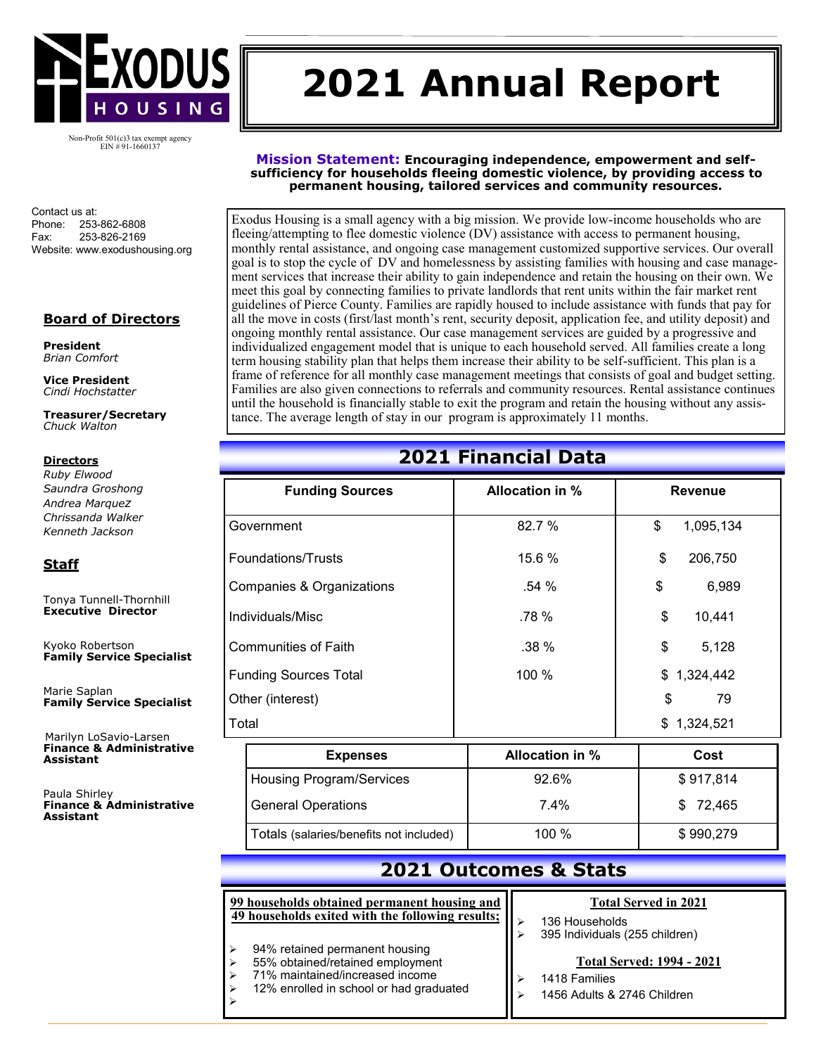EXODUS HOUSING

Non-Profit 501(c)3 tax exempt agency
EIN # 91-1660137

# 2021 Annual Report

**Mission Statement: Encouraging independence, empowerment and self-sufficiency for households fleeing domestic violence, by providing access to permanent housing, tailored services and community resources.**

Contact us at:
Phone: 253-862-6808
Fax: 253-826-2169
Website: www.exodushousing.org

## Board of Directors

**President**
*Brian Comfort*

**Vice President**
*Cindi Hochstatter*

**Treasurer/Secretary**
*Chuck Walton*

**Directors**
*Ruby Elwood*
*Saundra Groshong*
*Andrea Marquez*
*Chrissanda Walker*
*Kenneth Jackson*

## Staff

Tonya Tunnell-Thornhill
**Executive Director**

Kyoko Robertson
**Family Service Specialist**

Marie Saplan
**Family Service Specialist**

Marilyn LoSavio-Larsen
**Finance & Administrative Assistant**

Paula Shirley
**Finance & Administrative Assistant**

Exodus Housing is a small agency with a big mission. We provide low-income households who are fleeing/attempting to flee domestic violence (DV) assistance with access to permanent housing, monthly rental assistance, and ongoing case management customized supportive services. Our overall goal is to stop the cycle of DV and homelessness by assisting families with housing and case management services that increase their ability to gain independence and retain the housing on their own. We meet this goal by connecting families to private landlords that rent units within the fair market rent guidelines of Pierce County. Families are rapidly housed to include assistance with funds that pay for all the move in costs (first/last month's rent, security deposit, application fee, and utility deposit) and ongoing monthly rental assistance. Our case management services are guided by a progressive and individualized engagement model that is unique to each household served. All families create a long term housing stability plan that helps them increase their ability to be self-sufficient. This plan is a frame of reference for all monthly case management meetings that consists of goal and budget setting. Families are also given connections to referrals and community resources. Rental assistance continues until the household is financially stable to exit the program and retain the housing without any assistance. The average length of stay in our program is approximately 11 months.

## 2021 Financial Data

| Funding Sources | Allocation in % | Revenue |
|---|---|---|
| Government | 82.7 % | $ 1,095,134 |
| Foundations/Trusts | 15.6 % | $ 206,750 |
| Companies & Organizations | .54 % | $ 6,989 |
| Individuals/Misc | .78 % | $ 10,441 |
| Communities of Faith | .38 % | $ 5,128 |
| Funding Sources Total | 100 % | $ 1,324,442 |
| Other (interest) | | $ 79 |
| Total | | $ 1,324,521 |

| Expenses | Allocation in % | Cost |
|---|---|---|
| Housing Program/Services | 92.6% | $ 917,814 |
| General Operations | 7.4% | $ 72,465 |
| Totals (salaries/benefits not included) | 100 % | $ 990,279 |

## 2021 Outcomes & Stats

**99 households obtained permanent housing and 49 households exited with the following results;**

- 94% retained permanent housing
- 55% obtained/retained employment
- 71% maintained/increased income
- 12% enrolled in school or had graduated

**Total Served in 2021**

- 136 Households
- 395 Individuals (255 children)

**Total Served: 1994 - 2021**

- 1418 Families
- 1456 Adults & 2746 Children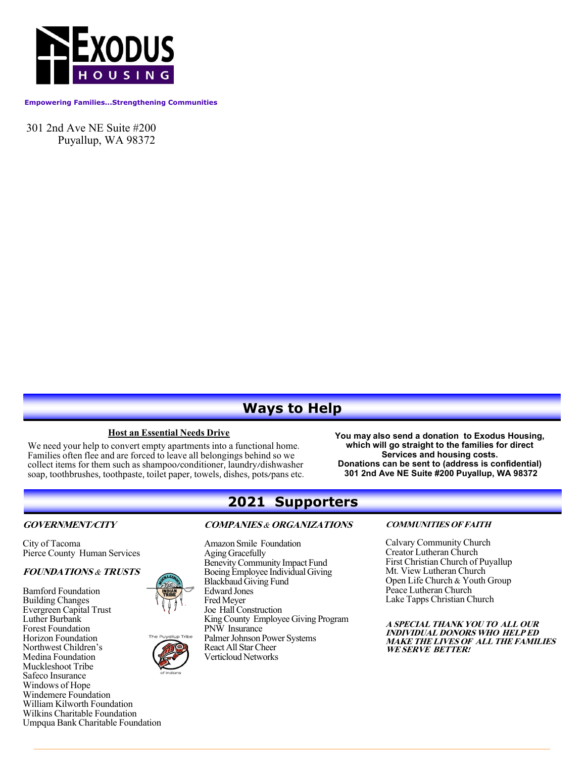EXODUS HOUSING

**Empowering Families...Strengthening Communities**

301 2nd Ave NE Suite #200
Puyallup, WA 98372

## Ways to Help

**Host an Essential Needs Drive**

We need your help to convert empty apartments into a functional home. Families often flee and are forced to leave all belongings behind so we collect items for them such as shampoo/conditioner, laundry/dishwasher soap, toothbrushes, toothpaste, toilet paper, towels, dishes, pots/pans etc.

**You may also send a donation to Exodus Housing, which will go straight to the families for direct Services and housing costs. Donations can be sent to (address is confidential) 301 2nd Ave NE Suite #200 Puyallup, WA 98372**

## 2021 Supporters

***GOVERNMENT/CITY***

City of Tacoma
Pierce County Human Services

***FOUNDATIONS & TRUSTS***

Bamford Foundation
Building Changes
Evergreen Capital Trust
Luther Burbank
Forest Foundation
Horizon Foundation
Northwest Children's
Medina Foundation
Muckleshoot Tribe
Safeco Insurance
Windows of Hope
Windemere Foundation
William Kilworth Foundation
Wilkins Charitable Foundation
Umpqua Bank Charitable Foundation

***COMPANIES & ORGANIZATIONS***

Amazon Smile Foundation
Aging Gracefully
Benevity Community Impact Fund
Boeing Employee Individual Giving
Blackbaud Giving Fund
Edward Jones
Fred Meyer
Joe Hall Construction
King County Employee Giving Program
PNW Insurance
Palmer Johnson Power Systems
React All Star Cheer
Verticloud Networks

***COMMUNITIES OF FAITH***

Calvary Community Church
Creator Lutheran Church
First Christian Church of Puyallup
Mt. View Lutheran Church
Open Life Church & Youth Group
Peace Lutheran Church
Lake Tapps Christian Church

***A SPECIAL THANK YOU TO ALL OUR INDIVIDUAL DONORS WHO HELP ED MAKE THE LIVES OF ALL THE FAMILIES WE SERVE BETTER!***